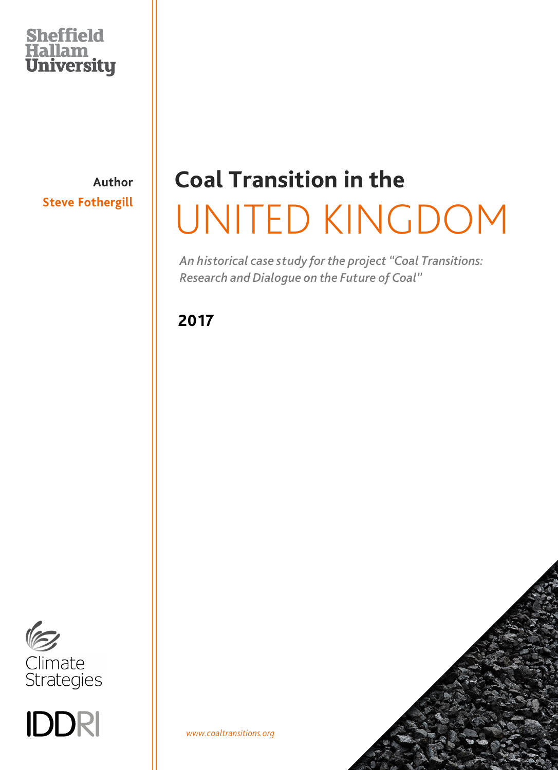Sheffield Hallam University

**Author**
**Steve Fothergill**

# Coal Transition in the UNITED KINGDOM

*An historical case study for the project "Coal Transitions: Research and Dialogue on the Future of Coal"*

**2017**

Climate Strategies

IDDRI

*www.coaltransitions.org*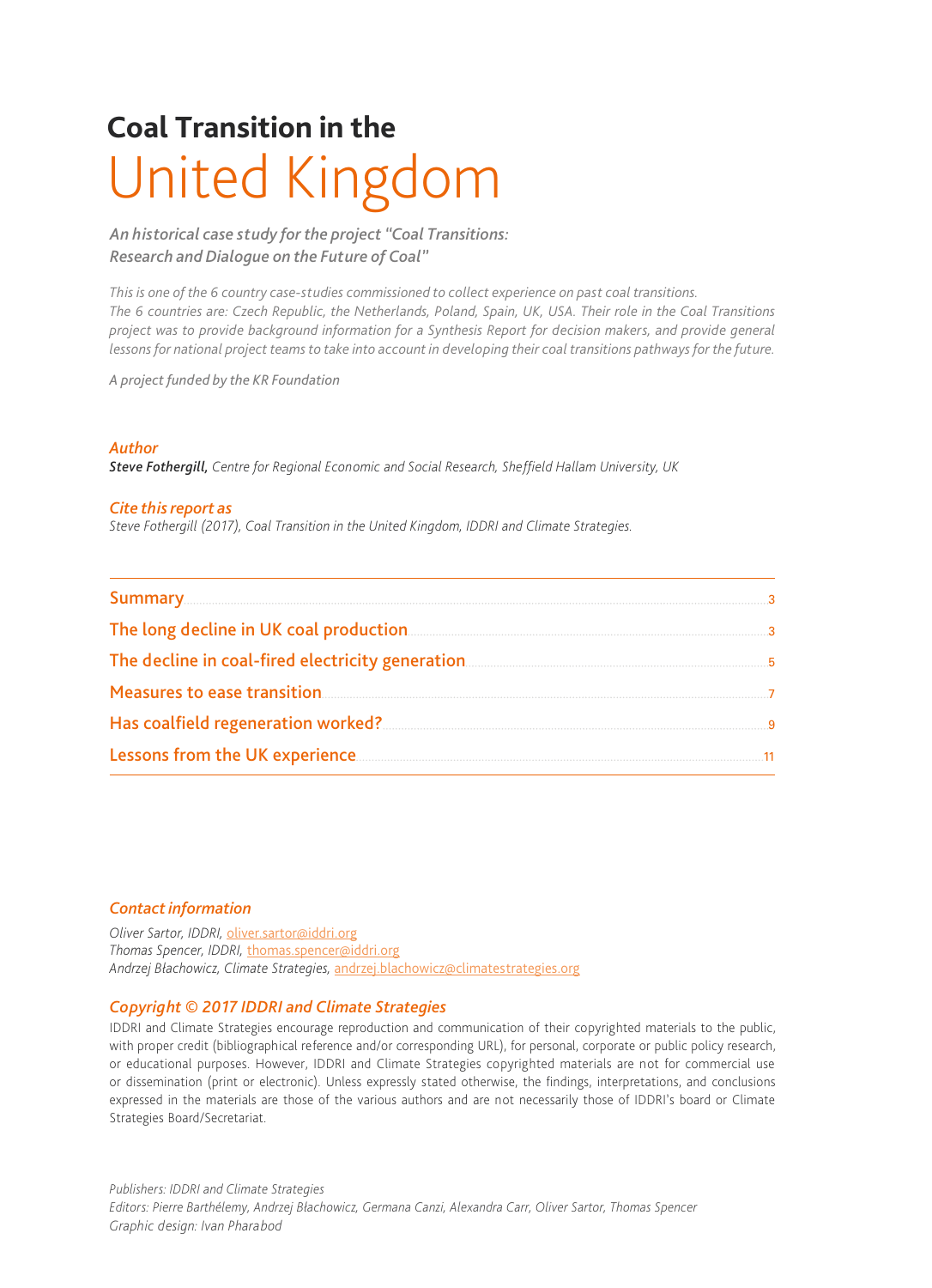# Coal Transition in the United Kingdom

*An historical case study for the project "Coal Transitions: Research and Dialogue on the Future of Coal"*

*This is one of the 6 country case-studies commissioned to collect experience on past coal transitions. The 6 countries are: Czech Republic, the Netherlands, Poland, Spain, UK, USA. Their role in the Coal Transitions project was to provide background information for a Synthesis Report for decision makers, and provide general lessons for national project teams to take into account in developing their coal transitions pathways for the future.*

*A project funded by the KR Foundation*

### *Author*

***Steve Fothergill,*** *Centre for Regional Economic and Social Research, Sheffield Hallam University, UK*

### *Cite this report as*

*Steve Fothergill (2017), Coal Transition in the United Kingdom, IDDRI and Climate Strategies.*

| | |
|---|---|
| Summary | 3 |
| The long decline in UK coal production | 3 |
| The decline in coal-fired electricity generation | 5 |
| Measures to ease transition | 7 |
| Has coalfield regeneration worked? | 9 |
| Lessons from the UK experience | 11 |

### *Contact information*

*Oliver Sartor, IDDRI,* oliver.sartor@iddri.org
*Thomas Spencer, IDDRI,* thomas.spencer@iddri.org
*Andrzej Błachowicz, Climate Strategies,* andrzej.blachowicz@climatestrategies.org

### *Copyright © 2017 IDDRI and Climate Strategies*

IDDRI and Climate Strategies encourage reproduction and communication of their copyrighted materials to the public, with proper credit (bibliographical reference and/or corresponding URL), for personal, corporate or public policy research, or educational purposes. However, IDDRI and Climate Strategies copyrighted materials are not for commercial use or dissemination (print or electronic). Unless expressly stated otherwise, the findings, interpretations, and conclusions expressed in the materials are those of the various authors and are not necessarily those of IDDRI's board or Climate Strategies Board/Secretariat.

*Publishers: IDDRI and Climate Strategies*
*Editors: Pierre Barthélemy, Andrzej Błachowicz, Germana Canzi, Alexandra Carr, Oliver Sartor, Thomas Spencer*
*Graphic design: Ivan Pharabod*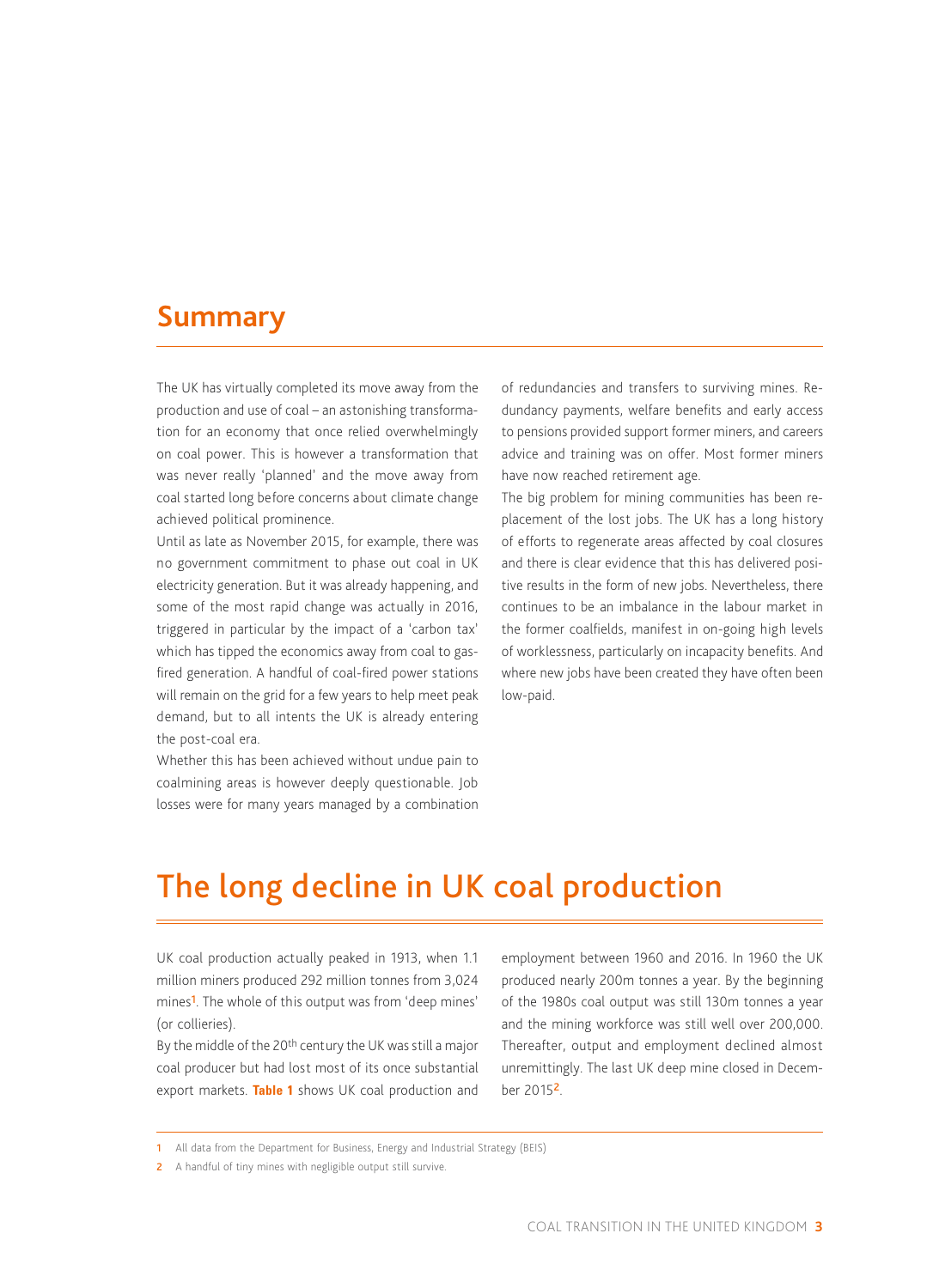## Summary

The UK has virtually completed its move away from the production and use of coal – an astonishing transformation for an economy that once relied overwhelmingly on coal power. This is however a transformation that was never really 'planned' and the move away from coal started long before concerns about climate change achieved political prominence.

Until as late as November 2015, for example, there was no government commitment to phase out coal in UK electricity generation. But it was already happening, and some of the most rapid change was actually in 2016, triggered in particular by the impact of a 'carbon tax' which has tipped the economics away from coal to gas-fired generation. A handful of coal-fired power stations will remain on the grid for a few years to help meet peak demand, but to all intents the UK is already entering the post-coal era.

Whether this has been achieved without undue pain to coalmining areas is however deeply questionable. Job losses were for many years managed by a combination of redundancies and transfers to surviving mines. Redundancy payments, welfare benefits and early access to pensions provided support former miners, and careers advice and training was on offer. Most former miners have now reached retirement age.

The big problem for mining communities has been replacement of the lost jobs. The UK has a long history of efforts to regenerate areas affected by coal closures and there is clear evidence that this has delivered positive results in the form of new jobs. Nevertheless, there continues to be an imbalance in the labour market in the former coalfields, manifest in on-going high levels of worklessness, particularly on incapacity benefits. And where new jobs have been created they have often been low-paid.

# The long decline in UK coal production

UK coal production actually peaked in 1913, when 1.1 million miners produced 292 million tonnes from 3,024 mines[1]. The whole of this output was from 'deep mines' (or collieries).

By the middle of the 20th century the UK was still a major coal producer but had lost most of its once substantial export markets. **Table 1** shows UK coal production and employment between 1960 and 2016. In 1960 the UK produced nearly 200m tonnes a year. By the beginning of the 1980s coal output was still 130m tonnes a year and the mining workforce was still well over 200,000. Thereafter, output and employment declined almost unremittingly. The last UK deep mine closed in December 2015[2].

1 All data from the Department for Business, Energy and Industrial Strategy (BEIS)

2 A handful of tiny mines with negligible output still survive.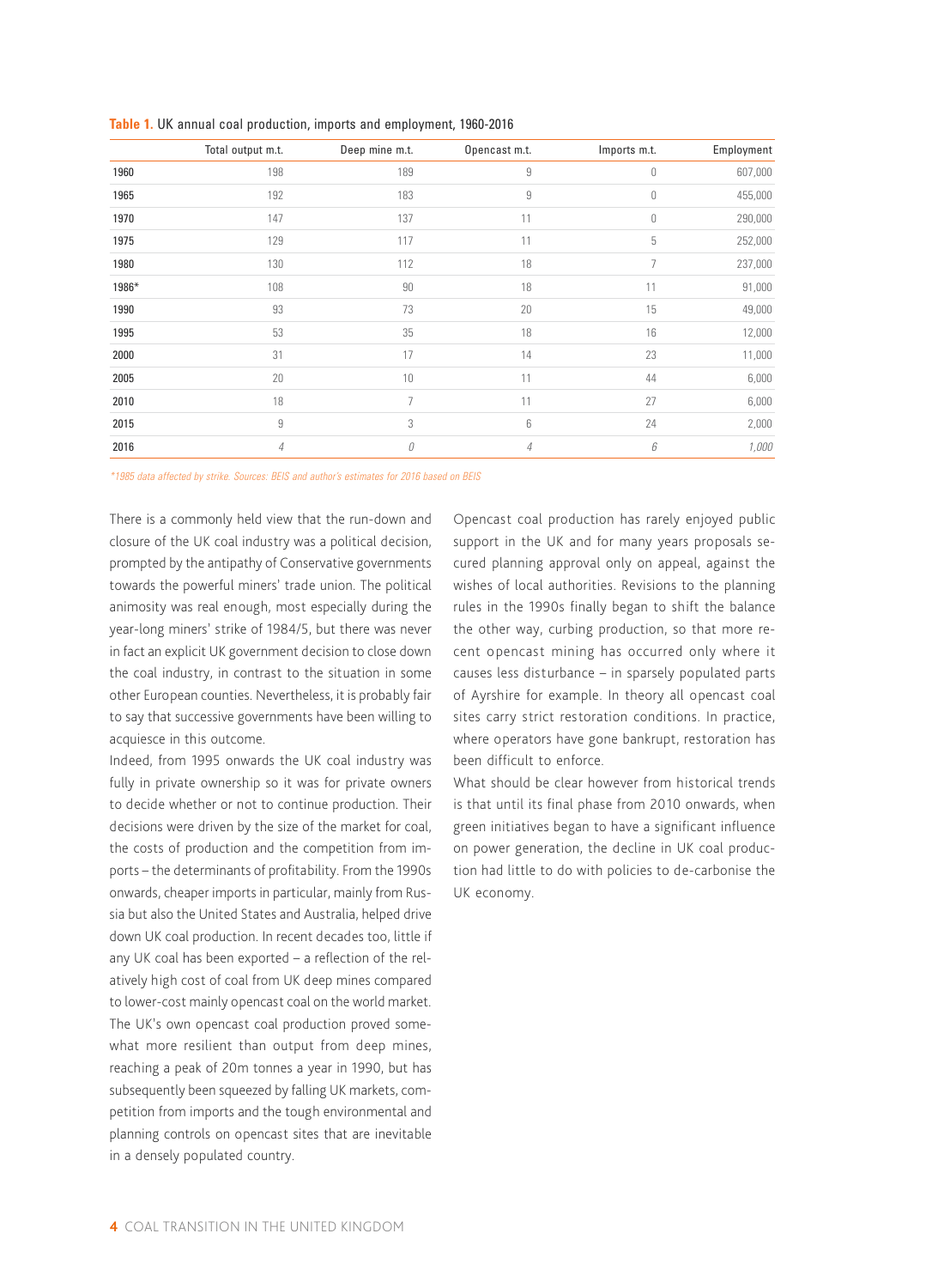**Table 1.** UK annual coal production, imports and employment, 1960-2016

| | Total output m.t. | Deep mine m.t. | Opencast m.t. | Imports m.t. | Employment |
|---|---|---|---|---|---|
| **1960** | 198 | 189 | 9 | 0 | 607,000 |
| **1965** | 192 | 183 | 9 | 0 | 455,000 |
| **1970** | 147 | 137 | 11 | 0 | 290,000 |
| **1975** | 129 | 117 | 11 | 5 | 252,000 |
| **1980** | 130 | 112 | 18 | 7 | 237,000 |
| **1986*** | 108 | 90 | 18 | 11 | 91,000 |
| **1990** | 93 | 73 | 20 | 15 | 49,000 |
| **1995** | 53 | 35 | 18 | 16 | 12,000 |
| **2000** | 31 | 17 | 14 | 23 | 11,000 |
| **2005** | 20 | 10 | 11 | 44 | 6,000 |
| **2010** | 18 | 7 | 11 | 27 | 6,000 |
| **2015** | 9 | 3 | 6 | 24 | 2,000 |
| **2016** | *4* | *0* | *4* | *6* | *1,000* |

*\*1985 data affected by strike. Sources: BEIS and author's estimates for 2016 based on BEIS*

There is a commonly held view that the run-down and closure of the UK coal industry was a political decision, prompted by the antipathy of Conservative governments towards the powerful miners' trade union. The political animosity was real enough, most especially during the year-long miners' strike of 1984/5, but there was never in fact an explicit UK government decision to close down the coal industry, in contrast to the situation in some other European counties. Nevertheless, it is probably fair to say that successive governments have been willing to acquiesce in this outcome.

Indeed, from 1995 onwards the UK coal industry was fully in private ownership so it was for private owners to decide whether or not to continue production. Their decisions were driven by the size of the market for coal, the costs of production and the competition from imports – the determinants of profitability. From the 1990s onwards, cheaper imports in particular, mainly from Russia but also the United States and Australia, helped drive down UK coal production. In recent decades too, little if any UK coal has been exported – a reflection of the relatively high cost of coal from UK deep mines compared to lower-cost mainly opencast coal on the world market.

The UK's own opencast coal production proved somewhat more resilient than output from deep mines, reaching a peak of 20m tonnes a year in 1990, but has subsequently been squeezed by falling UK markets, competition from imports and the tough environmental and planning controls on opencast sites that are inevitable in a densely populated country.

Opencast coal production has rarely enjoyed public support in the UK and for many years proposals secured planning approval only on appeal, against the wishes of local authorities. Revisions to the planning rules in the 1990s finally began to shift the balance the other way, curbing production, so that more recent opencast mining has occurred only where it causes less disturbance – in sparsely populated parts of Ayrshire for example. In theory all opencast coal sites carry strict restoration conditions. In practice, where operators have gone bankrupt, restoration has been difficult to enforce.

What should be clear however from historical trends is that until its final phase from 2010 onwards, when green initiatives began to have a significant influence on power generation, the decline in UK coal production had little to do with policies to de-carbonise the UK economy.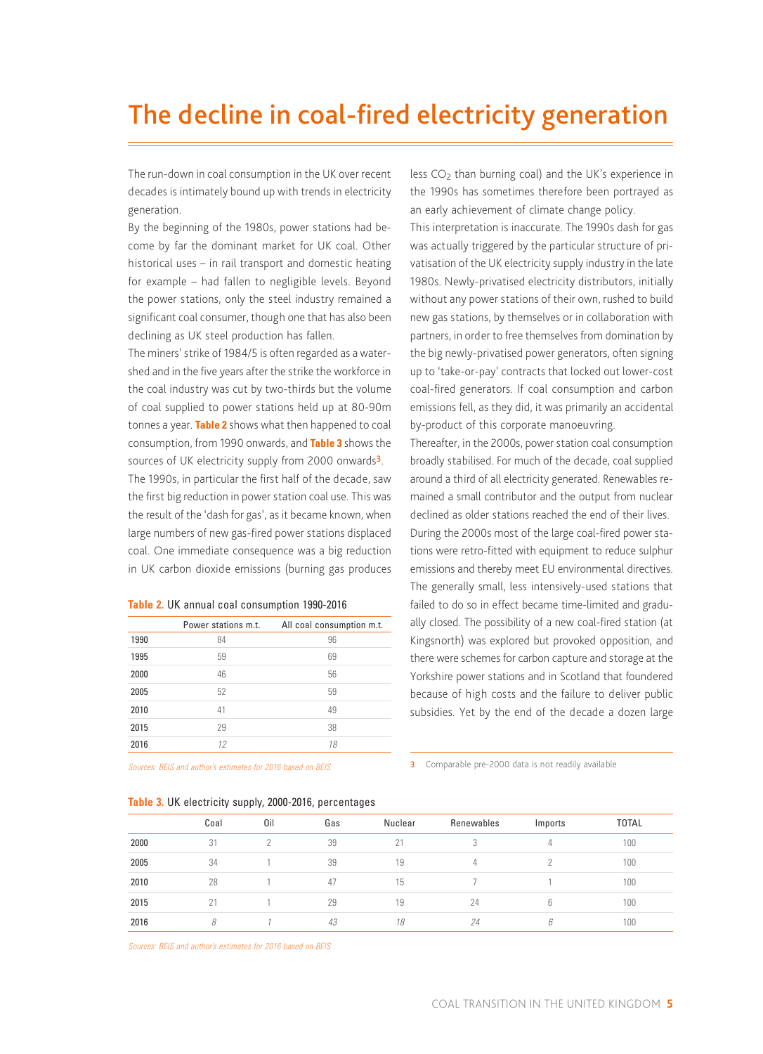# The decline in coal-fired electricity generation

The run-down in coal consumption in the UK over recent decades is intimately bound up with trends in electricity generation.

By the beginning of the 1980s, power stations had become by far the dominant market for UK coal. Other historical uses – in rail transport and domestic heating for example – had fallen to negligible levels. Beyond the power stations, only the steel industry remained a significant coal consumer, though one that has also been declining as UK steel production has fallen.

The miners' strike of 1984/5 is often regarded as a watershed and in the five years after the strike the workforce in the coal industry was cut by two-thirds but the volume of coal supplied to power stations held up at 80-90m tonnes a year. **Table 2** shows what then happened to coal consumption, from 1990 onwards, and **Table 3** shows the sources of UK electricity supply from 2000 onwards[3].

The 1990s, in particular the first half of the decade, saw the first big reduction in power station coal use. This was the result of the 'dash for gas', as it became known, when large numbers of new gas-fired power stations displaced coal. One immediate consequence was a big reduction in UK carbon dioxide emissions (burning gas produces less $CO_2$ than burning coal) and the UK's experience in the 1990s has sometimes therefore been portrayed as an early achievement of climate change policy.

This interpretation is inaccurate. The 1990s dash for gas was actually triggered by the particular structure of privatisation of the UK electricity supply industry in the late 1980s. Newly-privatised electricity distributors, initially without any power stations of their own, rushed to build new gas stations, by themselves or in collaboration with partners, in order to free themselves from domination by the big newly-privatised power generators, often signing up to 'take-or-pay' contracts that locked out lower-cost coal-fired generators. If coal consumption and carbon emissions fell, as they did, it was primarily an accidental by-product of this corporate manoeuvring.

Thereafter, in the 2000s, power station coal consumption broadly stabilised. For much of the decade, coal supplied around a third of all electricity generated. Renewables remained a small contributor and the output from nuclear declined as older stations reached the end of their lives.

During the 2000s most of the large coal-fired power stations were retro-fitted with equipment to reduce sulphur emissions and thereby meet EU environmental directives. The generally small, less intensively-used stations that failed to do so in effect became time-limited and gradually closed. The possibility of a new coal-fired station (at Kingsnorth) was explored but provoked opposition, and there were schemes for carbon capture and storage at the Yorkshire power stations and in Scotland that foundered because of high costs and the failure to deliver public subsidies. Yet by the end of the decade a dozen large

**Table 2.** UK annual coal consumption 1990-2016

| | Power stations m.t. | All coal consumption m.t. |
|---|---|---|
| 1990 | 84 | 96 |
| 1995 | 59 | 69 |
| 2000 | 46 | 56 |
| 2005 | 52 | 59 |
| 2010 | 41 | 49 |
| 2015 | 29 | 38 |
| 2016 | *12* | *18* |

*Sources: BEIS and author's estimates for 2016 based on BEIS*

[3] Comparable pre-2000 data is not readily available

**Table 3.** UK electricity supply, 2000-2016, percentages

| | Coal | Oil | Gas | Nuclear | Renewables | Imports | TOTAL |
|---|---|---|---|---|---|---|---|
| 2000 | 31 | 2 | 39 | 21 | 3 | 4 | 100 |
| 2005 | 34 | 1 | 39 | 19 | 4 | 2 | 100 |
| 2010 | 28 | 1 | 47 | 15 | 7 | 1 | 100 |
| 2015 | 21 | 1 | 29 | 19 | 24 | 6 | 100 |
| 2016 | *8* | *1* | *43* | *18* | *24* | *6* | 100 |

*Sources: BEIS and author's estimates for 2016 based on BEIS*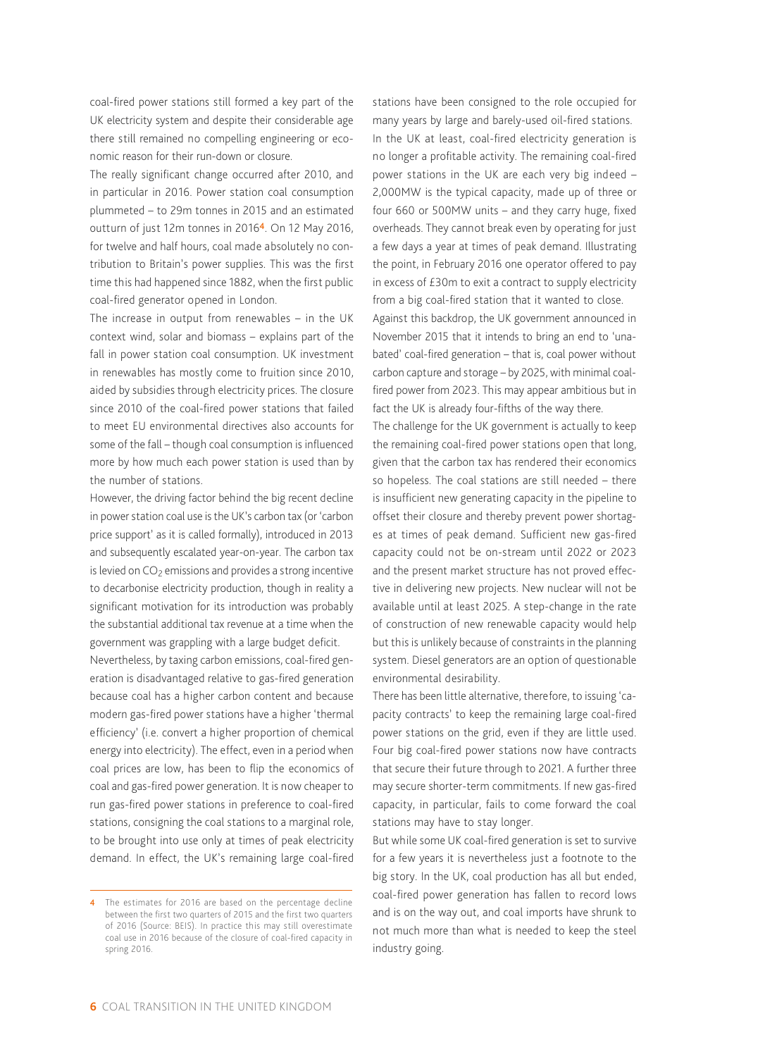coal-fired power stations still formed a key part of the UK electricity system and despite their considerable age there still remained no compelling engineering or economic reason for their run-down or closure.

The really significant change occurred after 2010, and in particular in 2016. Power station coal consumption plummeted – to 29m tonnes in 2015 and an estimated outturn of just 12m tonnes in 2016[4]. On 12 May 2016, for twelve and half hours, coal made absolutely no contribution to Britain's power supplies. This was the first time this had happened since 1882, when the first public coal-fired generator opened in London.

The increase in output from renewables – in the UK context wind, solar and biomass – explains part of the fall in power station coal consumption. UK investment in renewables has mostly come to fruition since 2010, aided by subsidies through electricity prices. The closure since 2010 of the coal-fired power stations that failed to meet EU environmental directives also accounts for some of the fall – though coal consumption is influenced more by how much each power station is used than by the number of stations.

However, the driving factor behind the big recent decline in power station coal use is the UK's carbon tax (or 'carbon price support' as it is called formally), introduced in 2013 and subsequently escalated year-on-year. The carbon tax is levied on $CO_2$ emissions and provides a strong incentive to decarbonise electricity production, though in reality a significant motivation for its introduction was probably the substantial additional tax revenue at a time when the government was grappling with a large budget deficit.

Nevertheless, by taxing carbon emissions, coal-fired generation is disadvantaged relative to gas-fired generation because coal has a higher carbon content and because modern gas-fired power stations have a higher 'thermal efficiency' (i.e. convert a higher proportion of chemical energy into electricity). The effect, even in a period when coal prices are low, has been to flip the economics of coal and gas-fired power generation. It is now cheaper to run gas-fired power stations in preference to coal-fired stations, consigning the coal stations to a marginal role, to be brought into use only at times of peak electricity demand. In effect, the UK's remaining large coal-fired stations have been consigned to the role occupied for many years by large and barely-used oil-fired stations.

In the UK at least, coal-fired electricity generation is no longer a profitable activity. The remaining coal-fired power stations in the UK are each very big indeed – 2,000MW is the typical capacity, made up of three or four 660 or 500MW units – and they carry huge, fixed overheads. They cannot break even by operating for just a few days a year at times of peak demand. Illustrating the point, in February 2016 one operator offered to pay in excess of £30m to exit a contract to supply electricity from a big coal-fired station that it wanted to close.

Against this backdrop, the UK government announced in November 2015 that it intends to bring an end to 'unabated' coal-fired generation – that is, coal power without carbon capture and storage – by 2025, with minimal coal-fired power from 2023. This may appear ambitious but in fact the UK is already four-fifths of the way there.

The challenge for the UK government is actually to keep the remaining coal-fired power stations open that long, given that the carbon tax has rendered their economics so hopeless. The coal stations are still needed – there is insufficient new generating capacity in the pipeline to offset their closure and thereby prevent power shortages at times of peak demand. Sufficient new gas-fired capacity could not be on-stream until 2022 or 2023 and the present market structure has not proved effective in delivering new projects. New nuclear will not be available until at least 2025. A step-change in the rate of construction of new renewable capacity would help but this is unlikely because of constraints in the planning system. Diesel generators are an option of questionable environmental desirability.

There has been little alternative, therefore, to issuing 'capacity contracts' to keep the remaining large coal-fired power stations on the grid, even if they are little used. Four big coal-fired power stations now have contracts that secure their future through to 2021. A further three may secure shorter-term commitments. If new gas-fired capacity, in particular, fails to come forward the coal stations may have to stay longer.

But while some UK coal-fired generation is set to survive for a few years it is nevertheless just a footnote to the big story. In the UK, coal production has all but ended, coal-fired power generation has fallen to record lows and is on the way out, and coal imports have shrunk to not much more than what is needed to keep the steel industry going.

---

[4] The estimates for 2016 are based on the percentage decline between the first two quarters of 2015 and the first two quarters of 2016 (Source: BEIS). In practice this may still overestimate coal use in 2016 because of the closure of coal-fired capacity in spring 2016.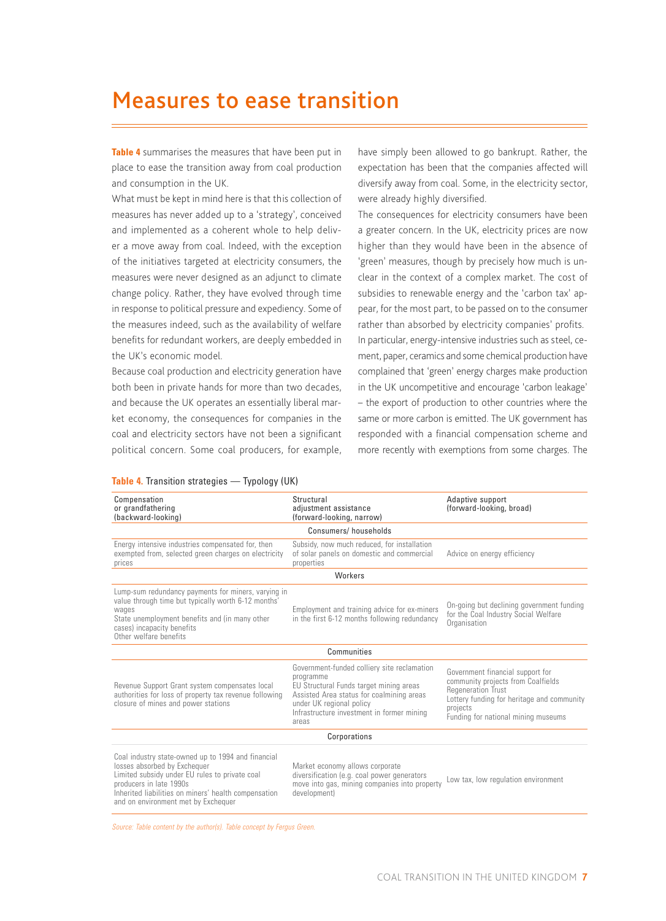# Measures to ease transition

**Table 4** summarises the measures that have been put in place to ease the transition away from coal production and consumption in the UK.

What must be kept in mind here is that this collection of measures has never added up to a 'strategy', conceived and implemented as a coherent whole to help deliver a move away from coal. Indeed, with the exception of the initiatives targeted at electricity consumers, the measures were never designed as an adjunct to climate change policy. Rather, they have evolved through time in response to political pressure and expediency. Some of the measures indeed, such as the availability of welfare benefits for redundant workers, are deeply embedded in the UK's economic model.

Because coal production and electricity generation have both been in private hands for more than two decades, and because the UK operates an essentially liberal market economy, the consequences for companies in the coal and electricity sectors have not been a significant political concern. Some coal producers, for example, have simply been allowed to go bankrupt. Rather, the expectation has been that the companies affected will diversify away from coal. Some, in the electricity sector, were already highly diversified.

The consequences for electricity consumers have been a greater concern. In the UK, electricity prices are now higher than they would have been in the absence of 'green' measures, though by precisely how much is unclear in the context of a complex market. The cost of subsidies to renewable energy and the 'carbon tax' appear, for the most part, to be passed on to the consumer rather than absorbed by electricity companies' profits.

In particular, energy-intensive industries such as steel, cement, paper, ceramics and some chemical production have complained that 'green' energy charges make production in the UK uncompetitive and encourage 'carbon leakage' – the export of production to other countries where the same or more carbon is emitted. The UK government has responded with a financial compensation scheme and more recently with exemptions from some charges. The

**Table 4.** Transition strategies — Typology (UK)

| Compensation or grandfathering (backward-looking) | Structural adjustment assistance (forward-looking, narrow) | Adaptive support (forward-looking, broad) |
|---|---|---|
| | **Consumers/ households** | |
| Energy intensive industries compensated for, then exempted from, selected green charges on electricity prices | Subsidy, now much reduced, for installation of solar panels on domestic and commercial properties | Advice on energy efficiency |
| | **Workers** | |
| Lump-sum redundancy payments for miners, varying in value through time but typically worth 6-12 months' wages<br>State unemployment benefits and (in many other cases) incapacity benefits<br>Other welfare benefits | Employment and training advice for ex-miners in the first 6-12 months following redundancy | On-going but declining government funding for the Coal Industry Social Welfare Organisation |
| | **Communities** | |
| Revenue Support Grant system compensates local authorities for loss of property tax revenue following closure of mines and power stations | Government-funded colliery site reclamation programme<br>EU Structural Funds target mining areas<br>Assisted Area status for coalmining areas under UK regional policy<br>Infrastructure investment in former mining areas | Government financial support for community projects from Coalfields Regeneration Trust<br>Lottery funding for heritage and community projects<br>Funding for national mining museums |
| | **Corporations** | |
| Coal industry state-owned up to 1994 and financial losses absorbed by Exchequer<br>Limited subsidy under EU rules to private coal producers in late 1990s<br>Inherited liabilities on miners' health compensation and on environment met by Exchequer | Market economy allows corporate diversification (e.g. coal power generators move into gas, mining companies into property development) | Low tax, low regulation environment |

*Source: Table content by the author(s). Table concept by Fergus Green.*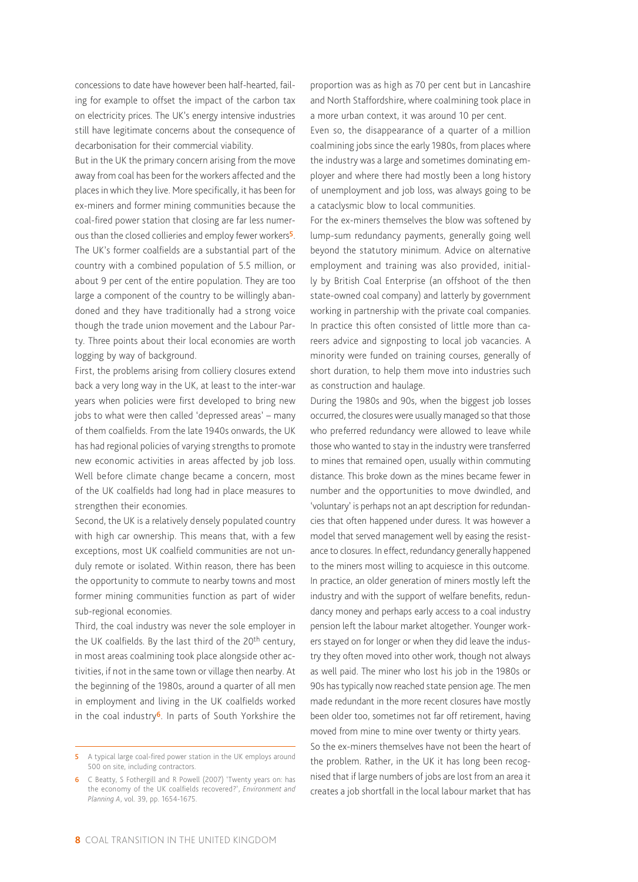concessions to date have however been half-hearted, failing for example to offset the impact of the carbon tax on electricity prices. The UK's energy intensive industries still have legitimate concerns about the consequence of decarbonisation for their commercial viability.

But in the UK the primary concern arising from the move away from coal has been for the workers affected and the places in which they live. More specifically, it has been for ex-miners and former mining communities because the coal-fired power station that closing are far less numerous than the closed collieries and employ fewer workers[5].

The UK's former coalfields are a substantial part of the country with a combined population of 5.5 million, or about 9 per cent of the entire population. They are too large a component of the country to be willingly abandoned and they have traditionally had a strong voice though the trade union movement and the Labour Party. Three points about their local economies are worth logging by way of background.

First, the problems arising from colliery closures extend back a very long way in the UK, at least to the inter-war years when policies were first developed to bring new jobs to what were then called 'depressed areas' – many of them coalfields. From the late 1940s onwards, the UK has had regional policies of varying strengths to promote new economic activities in areas affected by job loss. Well before climate change became a concern, most of the UK coalfields had long had in place measures to strengthen their economies.

Second, the UK is a relatively densely populated country with high car ownership. This means that, with a few exceptions, most UK coalfield communities are not unduly remote or isolated. Within reason, there has been the opportunity to commute to nearby towns and most former mining communities function as part of wider sub-regional economies.

Third, the coal industry was never the sole employer in the UK coalfields. By the last third of the 20th century, in most areas coalmining took place alongside other activities, if not in the same town or village then nearby. At the beginning of the 1980s, around a quarter of all men in employment and living in the UK coalfields worked in the coal industry[6]. In parts of South Yorkshire the proportion was as high as 70 per cent but in Lancashire and North Staffordshire, where coalmining took place in a more urban context, it was around 10 per cent.

Even so, the disappearance of a quarter of a million coalmining jobs since the early 1980s, from places where the industry was a large and sometimes dominating employer and where there had mostly been a long history of unemployment and job loss, was always going to be a cataclysmic blow to local communities.

For the ex-miners themselves the blow was softened by lump-sum redundancy payments, generally going well beyond the statutory minimum. Advice on alternative employment and training was also provided, initially by British Coal Enterprise (an offshoot of the then state-owned coal company) and latterly by government working in partnership with the private coal companies. In practice this often consisted of little more than careers advice and signposting to local job vacancies. A minority were funded on training courses, generally of short duration, to help them move into industries such as construction and haulage.

During the 1980s and 90s, when the biggest job losses occurred, the closures were usually managed so that those who preferred redundancy were allowed to leave while those who wanted to stay in the industry were transferred to mines that remained open, usually within commuting distance. This broke down as the mines became fewer in number and the opportunities to move dwindled, and 'voluntary' is perhaps not an apt description for redundancies that often happened under duress. It was however a model that served management well by easing the resistance to closures. In effect, redundancy generally happened to the miners most willing to acquiesce in this outcome.

In practice, an older generation of miners mostly left the industry and with the support of welfare benefits, redundancy money and perhaps early access to a coal industry pension left the labour market altogether. Younger workers stayed on for longer or when they did leave the industry they often moved into other work, though not always as well paid. The miner who lost his job in the 1980s or 90s has typically now reached state pension age. The men made redundant in the more recent closures have mostly been older too, sometimes not far off retirement, having moved from mine to mine over twenty or thirty years.

So the ex-miners themselves have not been the heart of the problem. Rather, in the UK it has long been recognised that if large numbers of jobs are lost from an area it creates a job shortfall in the local labour market that has

---

[5] A typical large coal-fired power station in the UK employs around 500 on site, including contractors.

[6] C Beatty, S Fothergill and R Powell (2007) 'Twenty years on: has the economy of the UK coalfields recovered?', *Environment and Planning A*, vol. 39, pp. 1654-1675.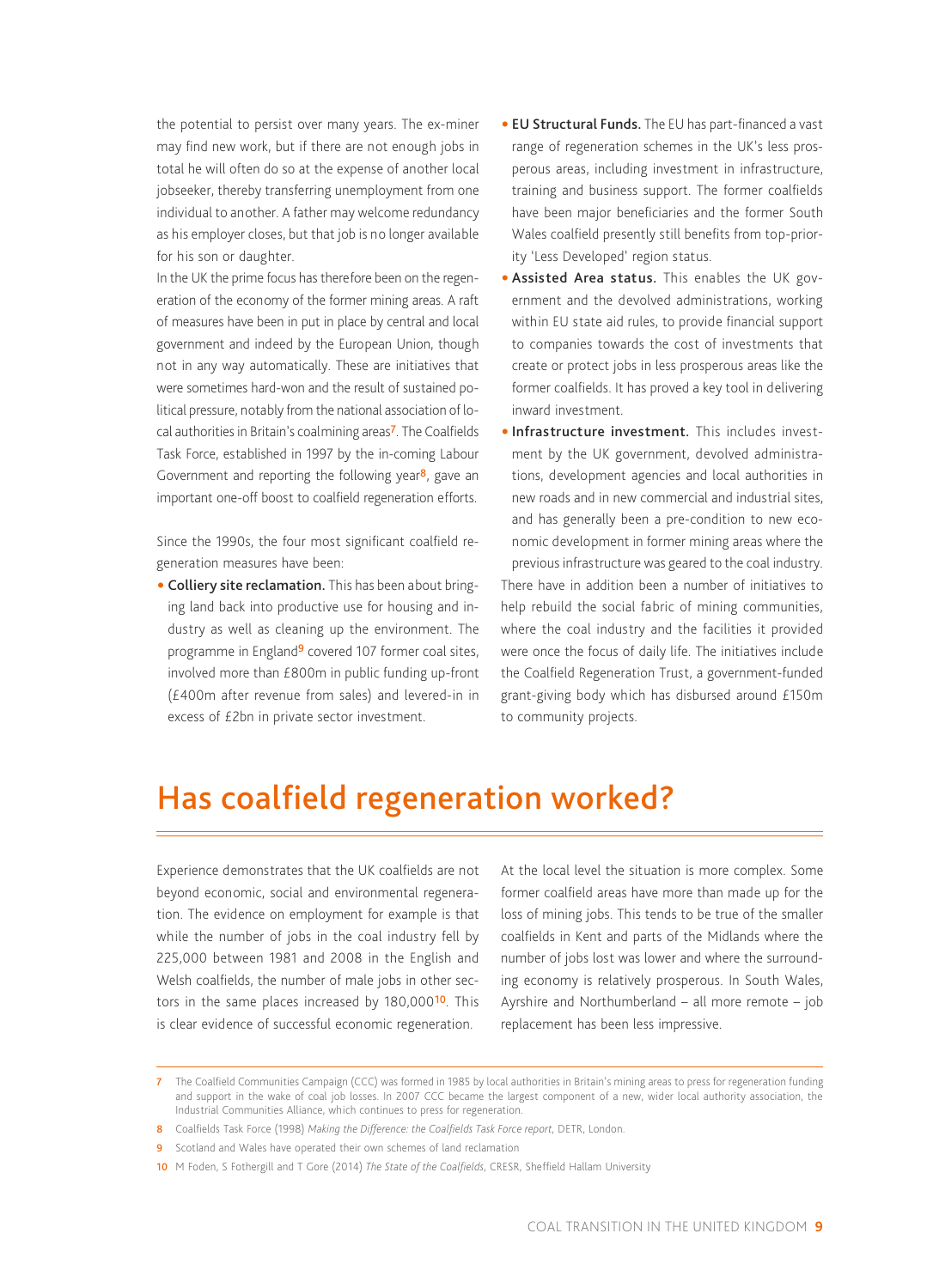the potential to persist over many years. The ex-miner may find new work, but if there are not enough jobs in total he will often do so at the expense of another local jobseeker, thereby transferring unemployment from one individual to another. A father may welcome redundancy as his employer closes, but that job is no longer available for his son or daughter.

In the UK the prime focus has therefore been on the regeneration of the economy of the former mining areas. A raft of measures have been in put in place by central and local government and indeed by the European Union, though not in any way automatically. These are initiatives that were sometimes hard-won and the result of sustained political pressure, notably from the national association of local authorities in Britain's coalmining areas[7]. The Coalfields Task Force, established in 1997 by the in-coming Labour Government and reporting the following year[8], gave an important one-off boost to coalfield regeneration efforts.

Since the 1990s, the four most significant coalfield regeneration measures have been:

- **Colliery site reclamation.** This has been about bringing land back into productive use for housing and industry as well as cleaning up the environment. The programme in England[9] covered 107 former coal sites, involved more than £800m in public funding up-front (£400m after revenue from sales) and levered-in in excess of £2bn in private sector investment.
- **EU Structural Funds.** The EU has part-financed a vast range of regeneration schemes in the UK's less prosperous areas, including investment in infrastructure, training and business support. The former coalfields have been major beneficiaries and the former South Wales coalfield presently still benefits from top-priority 'Less Developed' region status.
- **Assisted Area status.** This enables the UK government and the devolved administrations, working within EU state aid rules, to provide financial support to companies towards the cost of investments that create or protect jobs in less prosperous areas like the former coalfields. It has proved a key tool in delivering inward investment.
- **Infrastructure investment.** This includes investment by the UK government, devolved administrations, development agencies and local authorities in new roads and in new commercial and industrial sites, and has generally been a pre-condition to new economic development in former mining areas where the previous infrastructure was geared to the coal industry.

There have in addition been a number of initiatives to help rebuild the social fabric of mining communities, where the coal industry and the facilities it provided were once the focus of daily life. The initiatives include the Coalfield Regeneration Trust, a government-funded grant-giving body which has disbursed around £150m to community projects.

## Has coalfield regeneration worked?

Experience demonstrates that the UK coalfields are not beyond economic, social and environmental regeneration. The evidence on employment for example is that while the number of jobs in the coal industry fell by 225,000 between 1981 and 2008 in the English and Welsh coalfields, the number of male jobs in other sectors in the same places increased by 180,000[10]. This is clear evidence of successful economic regeneration.

At the local level the situation is more complex. Some former coalfield areas have more than made up for the loss of mining jobs. This tends to be true of the smaller coalfields in Kent and parts of the Midlands where the number of jobs lost was lower and where the surrounding economy is relatively prosperous. In South Wales, Ayrshire and Northumberland – all more remote – job replacement has been less impressive.

7 The Coalfield Communities Campaign (CCC) was formed in 1985 by local authorities in Britain's mining areas to press for regeneration funding and support in the wake of coal job losses. In 2007 CCC became the largest component of a new, wider local authority association, the Industrial Communities Alliance, which continues to press for regeneration.

8 Coalfields Task Force (1998) *Making the Difference: the Coalfields Task Force report*, DETR, London.

9 Scotland and Wales have operated their own schemes of land reclamation

10 M Foden, S Fothergill and T Gore (2014) *The State of the Coalfields*, CRESR, Sheffield Hallam University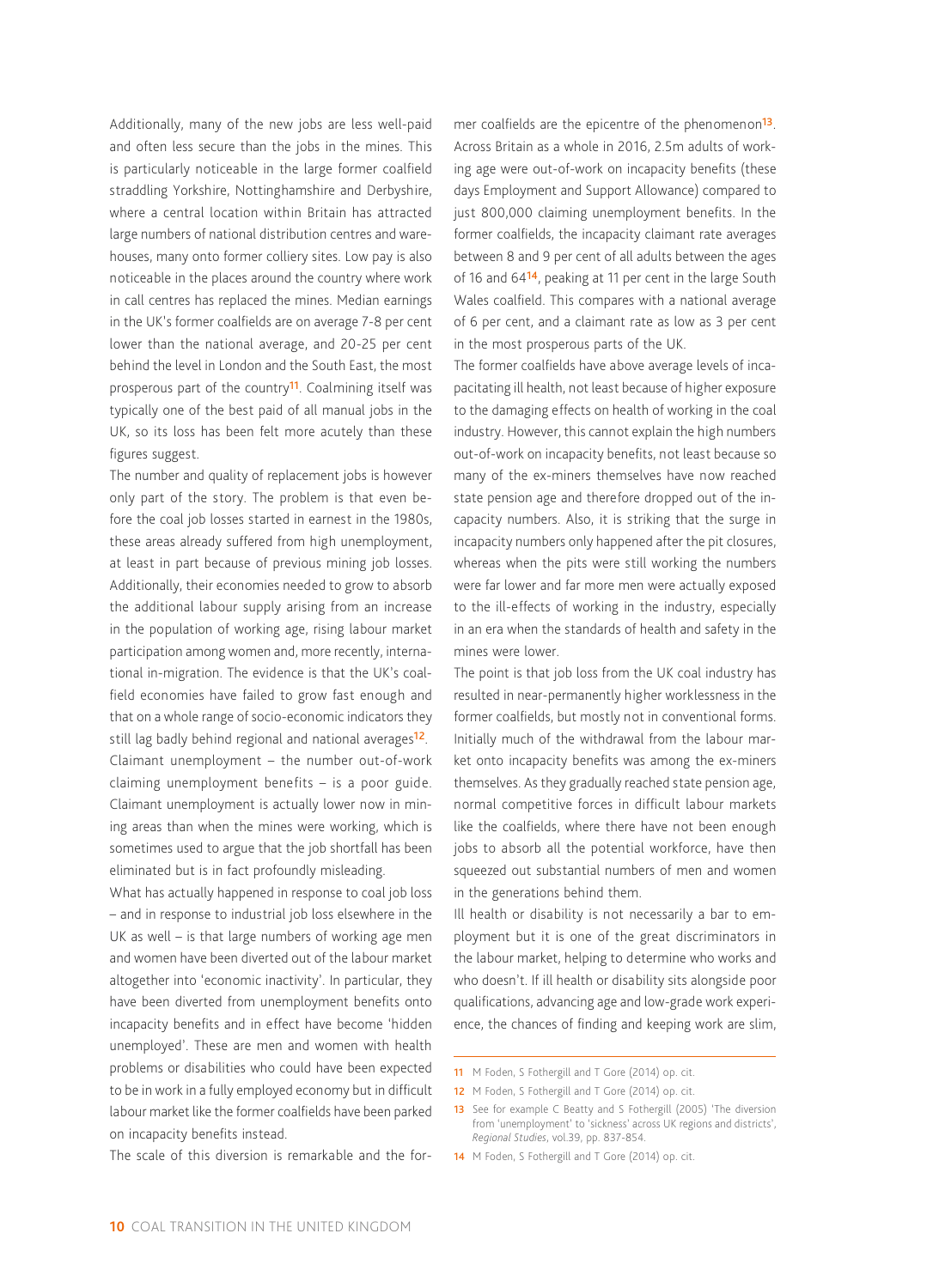Additionally, many of the new jobs are less well-paid and often less secure than the jobs in the mines. This is particularly noticeable in the large former coalfield straddling Yorkshire, Nottinghamshire and Derbyshire, where a central location within Britain has attracted large numbers of national distribution centres and warehouses, many onto former colliery sites. Low pay is also noticeable in the places around the country where work in call centres has replaced the mines. Median earnings in the UK's former coalfields are on average 7-8 per cent lower than the national average, and 20-25 per cent behind the level in London and the South East, the most prosperous part of the country[11]. Coalmining itself was typically one of the best paid of all manual jobs in the UK, so its loss has been felt more acutely than these figures suggest.

The number and quality of replacement jobs is however only part of the story. The problem is that even before the coal job losses started in earnest in the 1980s, these areas already suffered from high unemployment, at least in part because of previous mining job losses. Additionally, their economies needed to grow to absorb the additional labour supply arising from an increase in the population of working age, rising labour market participation among women and, more recently, international in-migration. The evidence is that the UK's coalfield economies have failed to grow fast enough and that on a whole range of socio-economic indicators they still lag badly behind regional and national averages[12].

Claimant unemployment – the number out-of-work claiming unemployment benefits – is a poor guide. Claimant unemployment is actually lower now in mining areas than when the mines were working, which is sometimes used to argue that the job shortfall has been eliminated but is in fact profoundly misleading.

What has actually happened in response to coal job loss – and in response to industrial job loss elsewhere in the UK as well – is that large numbers of working age men and women have been diverted out of the labour market altogether into 'economic inactivity'. In particular, they have been diverted from unemployment benefits onto incapacity benefits and in effect have become 'hidden unemployed'. These are men and women with health problems or disabilities who could have been expected to be in work in a fully employed economy but in difficult labour market like the former coalfields have been parked on incapacity benefits instead.

The scale of this diversion is remarkable and the former coalfields are the epicentre of the phenomenon[13]. Across Britain as a whole in 2016, 2.5m adults of working age were out-of-work on incapacity benefits (these days Employment and Support Allowance) compared to just 800,000 claiming unemployment benefits. In the former coalfields, the incapacity claimant rate averages between 8 and 9 per cent of all adults between the ages of 16 and 64[14], peaking at 11 per cent in the large South Wales coalfield. This compares with a national average of 6 per cent, and a claimant rate as low as 3 per cent in the most prosperous parts of the UK.

The former coalfields have above average levels of incapacitating ill health, not least because of higher exposure to the damaging effects on health of working in the coal industry. However, this cannot explain the high numbers out-of-work on incapacity benefits, not least because so many of the ex-miners themselves have now reached state pension age and therefore dropped out of the incapacity numbers. Also, it is striking that the surge in incapacity numbers only happened after the pit closures, whereas when the pits were still working the numbers were far lower and far more men were actually exposed to the ill-effects of working in the industry, especially in an era when the standards of health and safety in the mines were lower.

The point is that job loss from the UK coal industry has resulted in near-permanently higher worklessness in the former coalfields, but mostly not in conventional forms. Initially much of the withdrawal from the labour market onto incapacity benefits was among the ex-miners themselves. As they gradually reached state pension age, normal competitive forces in difficult labour markets like the coalfields, where there have not been enough jobs to absorb all the potential workforce, have then squeezed out substantial numbers of men and women in the generations behind them.

Ill health or disability is not necessarily a bar to employment but it is one of the great discriminators in the labour market, helping to determine who works and who doesn't. If ill health or disability sits alongside poor qualifications, advancing age and low-grade work experience, the chances of finding and keeping work are slim,

---

11 M Foden, S Fothergill and T Gore (2014) op. cit.

12 M Foden, S Fothergill and T Gore (2014) op. cit.

13 See for example C Beatty and S Fothergill (2005) 'The diversion from 'unemployment' to 'sickness' across UK regions and districts', *Regional Studies*, vol.39, pp. 837-854.

14 M Foden, S Fothergill and T Gore (2014) op. cit.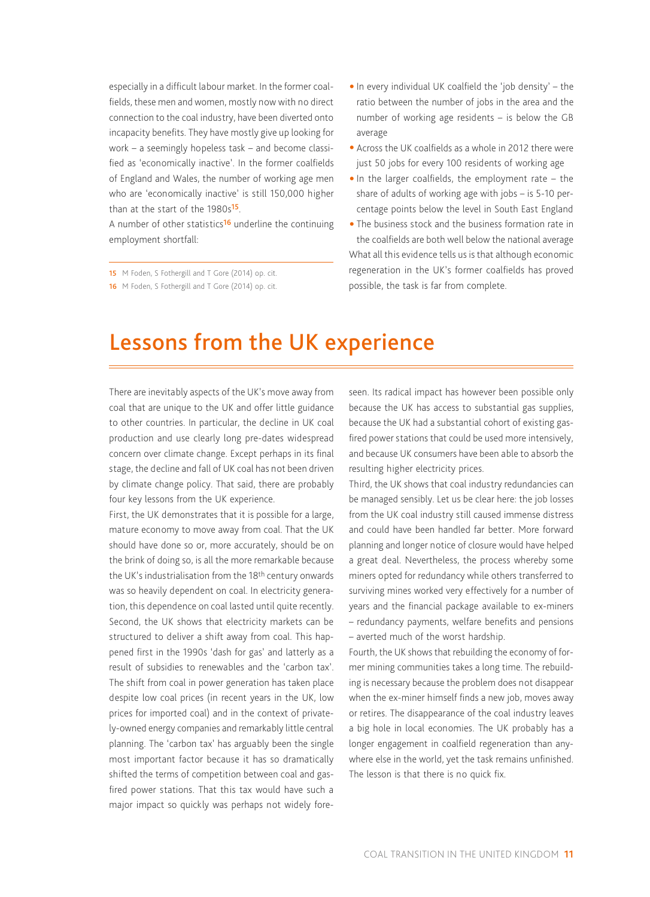especially in a difficult labour market. In the former coalfields, these men and women, mostly now with no direct connection to the coal industry, have been diverted onto incapacity benefits. They have mostly give up looking for work – a seemingly hopeless task – and become classified as 'economically inactive'. In the former coalfields of England and Wales, the number of working age men who are 'economically inactive' is still 150,000 higher than at the start of the 1980s[15].

A number of other statistics[16] underline the continuing employment shortfall:

- In every individual UK coalfield the 'job density' – the ratio between the number of jobs in the area and the number of working age residents – is below the GB average
- Across the UK coalfields as a whole in 2012 there were just 50 jobs for every 100 residents of working age
- In the larger coalfields, the employment rate – the share of adults of working age with jobs – is 5-10 percentage points below the level in South East England
- The business stock and the business formation rate in the coalfields are both well below the national average

What all this evidence tells us is that although economic regeneration in the UK's former coalfields has proved possible, the task is far from complete.

15 M Foden, S Fothergill and T Gore (2014) op. cit.

16 M Foden, S Fothergill and T Gore (2014) op. cit.

# Lessons from the UK experience

There are inevitably aspects of the UK's move away from coal that are unique to the UK and offer little guidance to other countries. In particular, the decline in UK coal production and use clearly long pre-dates widespread concern over climate change. Except perhaps in its final stage, the decline and fall of UK coal has not been driven by climate change policy. That said, there are probably four key lessons from the UK experience.

First, the UK demonstrates that it is possible for a large, mature economy to move away from coal. That the UK should have done so or, more accurately, should be on the brink of doing so, is all the more remarkable because the UK's industrialisation from the 18th century onwards was so heavily dependent on coal. In electricity generation, this dependence on coal lasted until quite recently.

Second, the UK shows that electricity markets can be structured to deliver a shift away from coal. This happened first in the 1990s 'dash for gas' and latterly as a result of subsidies to renewables and the 'carbon tax'. The shift from coal in power generation has taken place despite low coal prices (in recent years in the UK, low prices for imported coal) and in the context of privately-owned energy companies and remarkably little central planning. The 'carbon tax' has arguably been the single most important factor because it has so dramatically shifted the terms of competition between coal and gas-fired power stations. That this tax would have such a major impact so quickly was perhaps not widely foreseen. Its radical impact has however been possible only because the UK has access to substantial gas supplies, because the UK had a substantial cohort of existing gas-fired power stations that could be used more intensively, and because UK consumers have been able to absorb the resulting higher electricity prices.

Third, the UK shows that coal industry redundancies can be managed sensibly. Let us be clear here: the job losses from the UK coal industry still caused immense distress and could have been handled far better. More forward planning and longer notice of closure would have helped a great deal. Nevertheless, the process whereby some miners opted for redundancy while others transferred to surviving mines worked very effectively for a number of years and the financial package available to ex-miners – redundancy payments, welfare benefits and pensions – averted much of the worst hardship.

Fourth, the UK shows that rebuilding the economy of former mining communities takes a long time. The rebuilding is necessary because the problem does not disappear when the ex-miner himself finds a new job, moves away or retires. The disappearance of the coal industry leaves a big hole in local economies. The UK probably has a longer engagement in coalfield regeneration than anywhere else in the world, yet the task remains unfinished. The lesson is that there is no quick fix.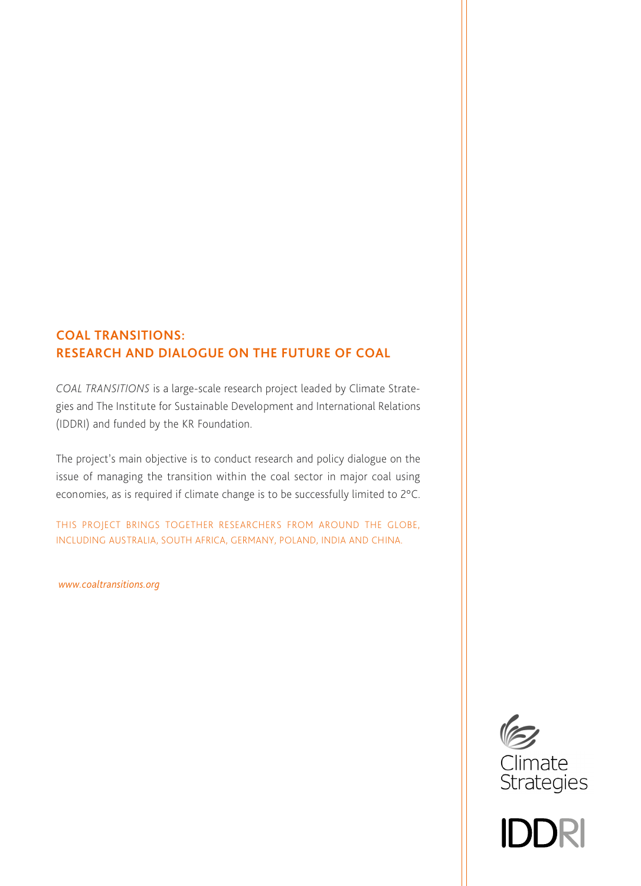## COAL TRANSITIONS: RESEARCH AND DIALOGUE ON THE FUTURE OF COAL

*COAL TRANSITIONS* is a large-scale research project leaded by Climate Strategies and The Institute for Sustainable Development and International Relations (IDDRI) and funded by the KR Foundation.

The project's main objective is to conduct research and policy dialogue on the issue of managing the transition within the coal sector in major coal using economies, as is required if climate change is to be successfully limited to 2°C.

THIS PROJECT BRINGS TOGETHER RESEARCHERS FROM AROUND THE GLOBE, INCLUDING AUSTRALIA, SOUTH AFRICA, GERMANY, POLAND, INDIA AND CHINA.

*www.coaltransitions.org*

Climate Strategies

IDDRI